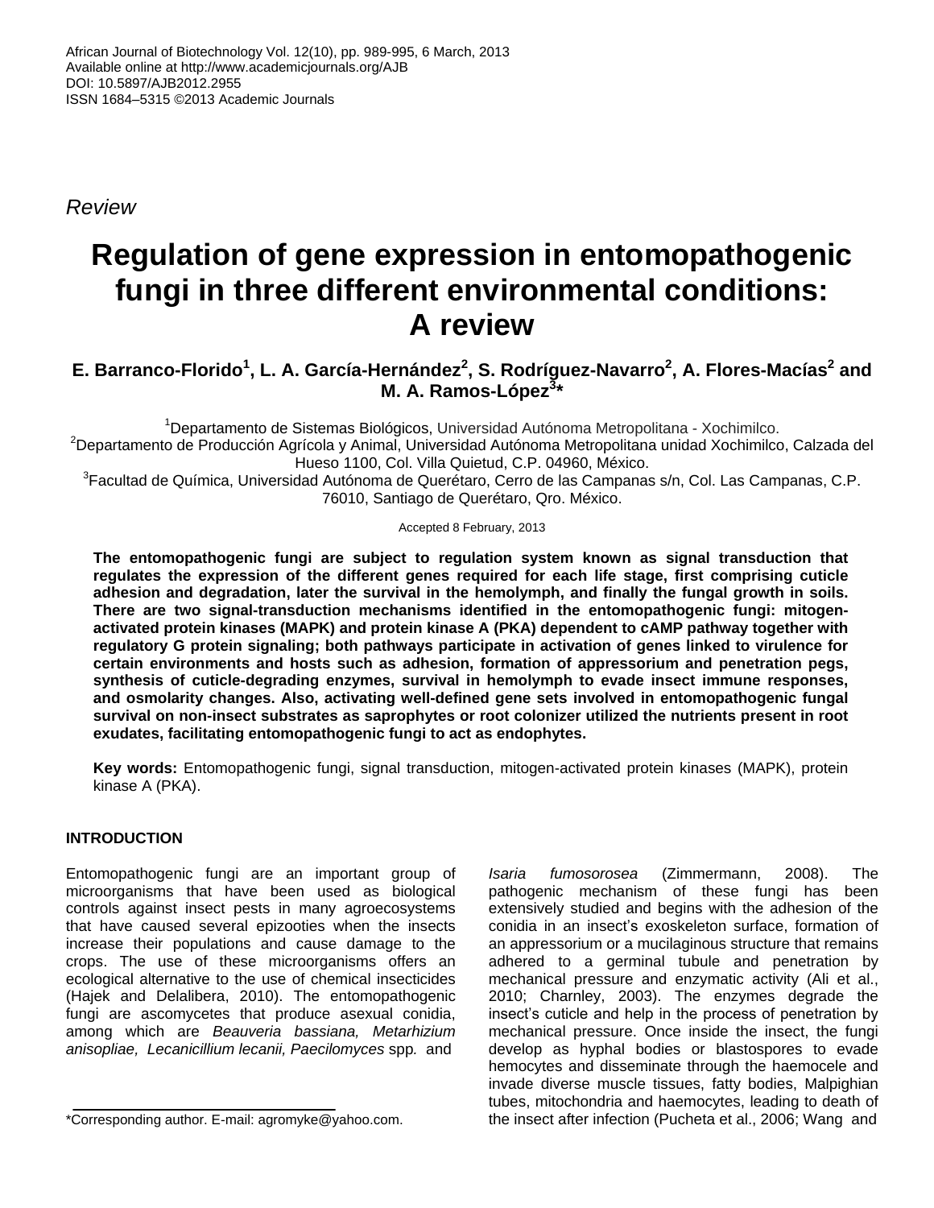*Review*

# Regulation of gene expression in entomopathogenic fungi in three different environmental conditions: A review

**E. Barranco-Florido[1], L. A. García-Hernández[2], S. Rodríguez-Navarro[2], A. Flores-Macías[2] and M. A. Ramos-López[3]***

[1]Departamento de Sistemas Biológicos, Universidad Autónoma Metropolitana - Xochimilco.
[2]Departamento de Producción Agrícola y Animal, Universidad Autónoma Metropolitana unidad Xochimilco, Calzada del Hueso 1100, Col. Villa Quietud, C.P. 04960, México.
[3]Facultad de Química, Universidad Autónoma de Querétaro, Cerro de las Campanas s/n, Col. Las Campanas, C.P. 76010, Santiago de Querétaro, Qro. México.

Accepted 8 February, 2013

**The entomopathogenic fungi are subject to regulation system known as signal transduction that regulates the expression of the different genes required for each life stage, first comprising cuticle adhesion and degradation, later the survival in the hemolymph, and finally the fungal growth in soils. There are two signal-transduction mechanisms identified in the entomopathogenic fungi: mitogen-activated protein kinases (MAPK) and protein kinase A (PKA) dependent to cAMP pathway together with regulatory G protein signaling; both pathways participate in activation of genes linked to virulence for certain environments and hosts such as adhesion, formation of appressorium and penetration pegs, synthesis of cuticle-degrading enzymes, survival in hemolymph to evade insect immune responses, and osmolarity changes. Also, activating well-defined gene sets involved in entomopathogenic fungal survival on non-insect substrates as saprophytes or root colonizer utilized the nutrients present in root exudates, facilitating entomopathogenic fungi to act as endophytes.**

**Key words:** Entomopathogenic fungi, signal transduction, mitogen-activated protein kinases (MAPK), protein kinase A (PKA).

## INTRODUCTION

Entomopathogenic fungi are an important group of microorganisms that have been used as biological controls against insect pests in many agroecosystems that have caused several epizooties when the insects increase their populations and cause damage to the crops. The use of these microorganisms offers an ecological alternative to the use of chemical insecticides (Hajek and Delalibera, 2010). The entomopathogenic fungi are ascomycetes that produce asexual conidia, among which are *Beauveria bassiana, Metarhizium anisopliae, Lecanicillium lecanii, Paecilomyces* spp. and *Isaria fumosorosea* (Zimmermann, 2008). The pathogenic mechanism of these fungi has been extensively studied and begins with the adhesion of the conidia in an insect's exoskeleton surface, formation of an appressorium or a mucilaginous structure that remains adhered to a germinal tubule and penetration by mechanical pressure and enzymatic activity (Ali et al., 2010; Charnley, 2003). The enzymes degrade the insect's cuticle and help in the process of penetration by mechanical pressure. Once inside the insect, the fungi develop as hyphal bodies or blastospores to evade hemocytes and disseminate through the haemocele and invade diverse muscle tissues, fatty bodies, Malpighian tubes, mitochondria and haemocytes, leading to death of the insect after infection (Pucheta et al., 2006; Wang and

*Corresponding author. E-mail: agromyke@yahoo.com.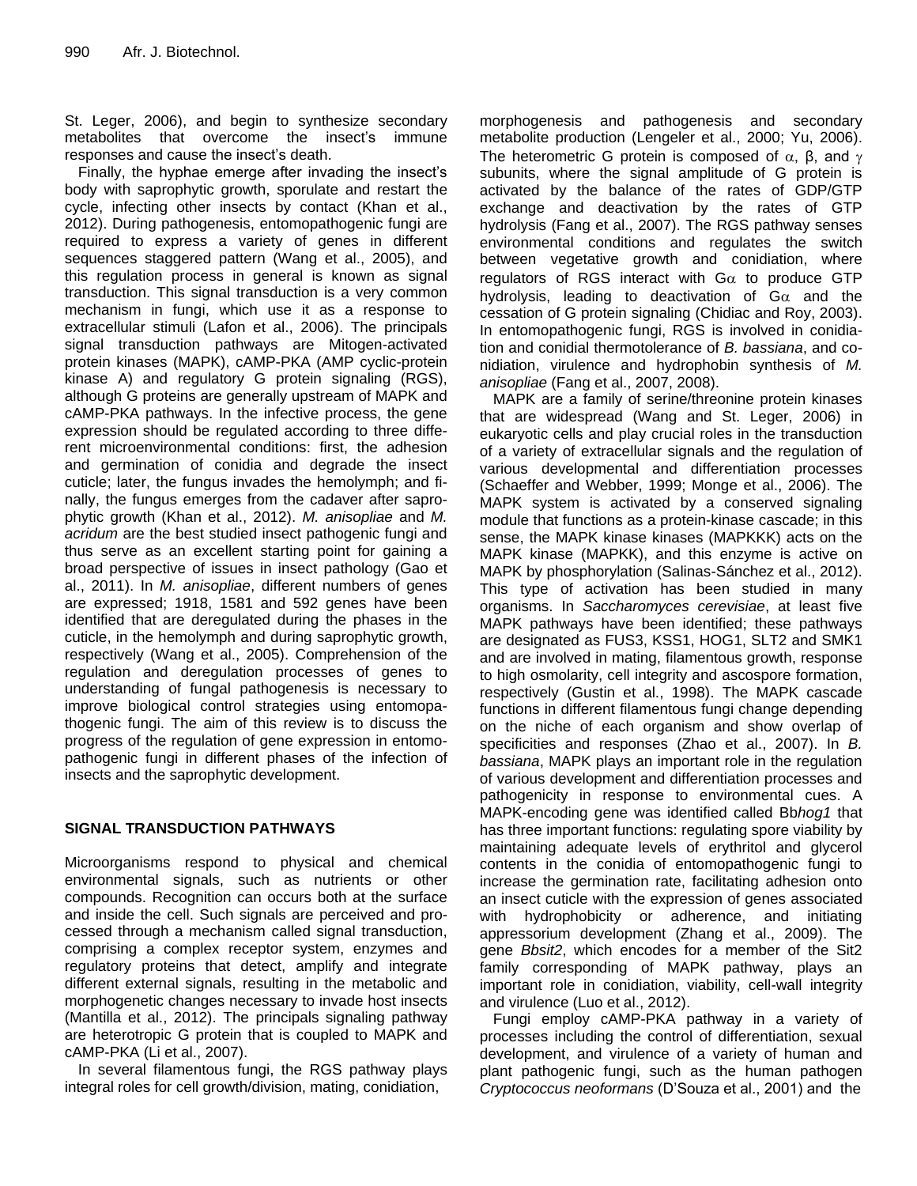St. Leger, 2006), and begin to synthesize secondary metabolites that overcome the insect's immune responses and cause the insect's death.

Finally, the hyphae emerge after invading the insect's body with saprophytic growth, sporulate and restart the cycle, infecting other insects by contact (Khan et al., 2012). During pathogenesis, entomopathogenic fungi are required to express a variety of genes in different sequences staggered pattern (Wang et al., 2005), and this regulation process in general is known as signal transduction. This signal transduction is a very common mechanism in fungi, which use it as a response to extracellular stimuli (Lafon et al., 2006). The principals signal transduction pathways are Mitogen-activated protein kinases (MAPK), cAMP-PKA (AMP cyclic-protein kinase A) and regulatory G protein signaling (RGS), although G proteins are generally upstream of MAPK and cAMP-PKA pathways. In the infective process, the gene expression should be regulated according to three different microenvironmental conditions: first, the adhesion and germination of conidia and degrade the insect cuticle; later, the fungus invades the hemolymph; and finally, the fungus emerges from the cadaver after saprophytic growth (Khan et al., 2012). *M. anisopliae* and *M. acridum* are the best studied insect pathogenic fungi and thus serve as an excellent starting point for gaining a broad perspective of issues in insect pathology (Gao et al., 2011). In *M. anisopliae*, different numbers of genes are expressed; 1918, 1581 and 592 genes have been identified that are deregulated during the phases in the cuticle, in the hemolymph and during saprophytic growth, respectively (Wang et al., 2005). Comprehension of the regulation and deregulation processes of genes to understanding of fungal pathogenesis is necessary to improve biological control strategies using entomopathogenic fungi. The aim of this review is to discuss the progress of the regulation of gene expression in entomopathogenic fungi in different phases of the infection of insects and the saprophytic development.

## SIGNAL TRANSDUCTION PATHWAYS

Microorganisms respond to physical and chemical environmental signals, such as nutrients or other compounds. Recognition can occurs both at the surface and inside the cell. Such signals are perceived and processed through a mechanism called signal transduction, comprising a complex receptor system, enzymes and regulatory proteins that detect, amplify and integrate different external signals, resulting in the metabolic and morphogenetic changes necessary to invade host insects (Mantilla et al., 2012). The principals signaling pathway are heterotropic G protein that is coupled to MAPK and cAMP-PKA (Li et al., 2007).

In several filamentous fungi, the RGS pathway plays integral roles for cell growth/division, mating, conidiation, morphogenesis and pathogenesis and secondary metabolite production (Lengeler et al., 2000; Yu, 2006). The heterometric G protein is composed of $\alpha$, β, and $\gamma$ subunits, where the signal amplitude of G protein is activated by the balance of the rates of GDP/GTP exchange and deactivation by the rates of GTP hydrolysis (Fang et al., 2007). The RGS pathway senses environmental conditions and regulates the switch between vegetative growth and conidiation, where regulators of RGS interact with G$\alpha$ to produce GTP hydrolysis, leading to deactivation of G$\alpha$ and the cessation of G protein signaling (Chidiac and Roy, 2003). In entomopathogenic fungi, RGS is involved in conidiation and conidial thermotolerance of *B. bassiana*, and conidiation, virulence and hydrophobin synthesis of *M. anisopliae* (Fang et al., 2007, 2008).

MAPK are a family of serine/threonine protein kinases that are widespread (Wang and St. Leger, 2006) in eukaryotic cells and play crucial roles in the transduction of a variety of extracellular signals and the regulation of various developmental and differentiation processes (Schaeffer and Webber, 1999; Monge et al., 2006). The MAPK system is activated by a conserved signaling module that functions as a protein-kinase cascade; in this sense, the MAPK kinase kinases (MAPKKK) acts on the MAPK kinase (MAPKK), and this enzyme is active on MAPK by phosphorylation (Salinas-Sánchez et al., 2012). This type of activation has been studied in many organisms. In *Saccharomyces cerevisiae*, at least five MAPK pathways have been identified; these pathways are designated as FUS3, KSS1, HOG1, SLT2 and SMK1 and are involved in mating, filamentous growth, response to high osmolarity, cell integrity and ascospore formation, respectively (Gustin et al., 1998). The MAPK cascade functions in different filamentous fungi change depending on the niche of each organism and show overlap of specificities and responses (Zhao et al., 2007). In *B. bassiana*, MAPK plays an important role in the regulation of various development and differentiation processes and pathogenicity in response to environmental cues. A MAPK-encoding gene was identified called Bb*hog1* that has three important functions: regulating spore viability by maintaining adequate levels of erythritol and glycerol contents in the conidia of entomopathogenic fungi to increase the germination rate, facilitating adhesion onto an insect cuticle with the expression of genes associated with hydrophobicity or adherence, and initiating appressorium development (Zhang et al., 2009). The gene *Bbsit2*, which encodes for a member of the Sit2 family corresponding of MAPK pathway, plays an important role in conidiation, viability, cell-wall integrity and virulence (Luo et al., 2012).

Fungi employ cAMP-PKA pathway in a variety of processes including the control of differentiation, sexual development, and virulence of a variety of human and plant pathogenic fungi, such as the human pathogen *Cryptococcus neoformans* (D'Souza et al., 2001) and the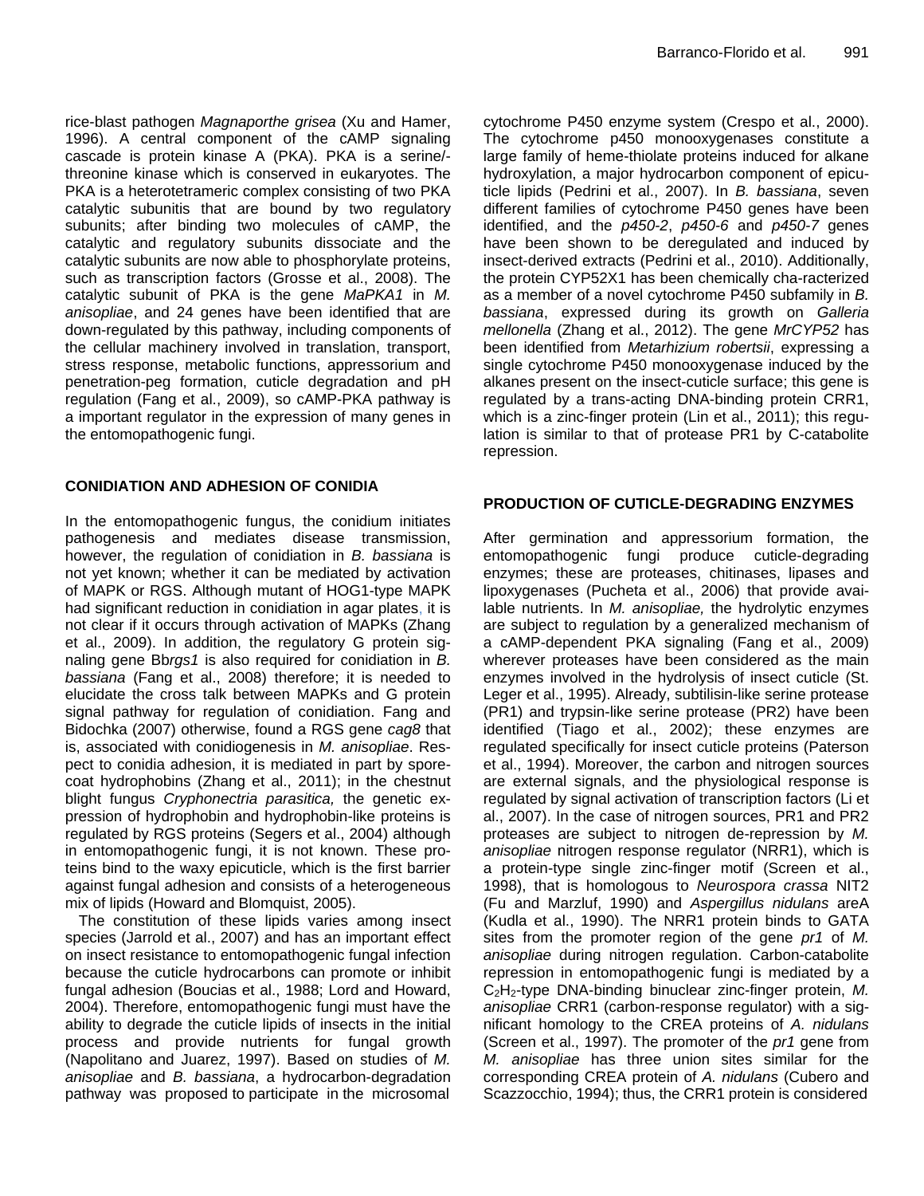rice-blast pathogen *Magnaporthe grisea* (Xu and Hamer, 1996). A central component of the cAMP signaling cascade is protein kinase A (PKA). PKA is a serine/-threonine kinase which is conserved in eukaryotes. The PKA is a heterotetrameric complex consisting of two PKA catalytic subunitis that are bound by two regulatory subunits; after binding two molecules of cAMP, the catalytic and regulatory subunits dissociate and the catalytic subunits are now able to phosphorylate proteins, such as transcription factors (Grosse et al., 2008). The catalytic subunit of PKA is the gene *MaPKA1* in *M. anisopliae*, and 24 genes have been identified that are down-regulated by this pathway, including components of the cellular machinery involved in translation, transport, stress response, metabolic functions, appressorium and penetration-peg formation, cuticle degradation and pH regulation (Fang et al., 2009), so cAMP-PKA pathway is a important regulator in the expression of many genes in the entomopathogenic fungi.

## CONIDIATION AND ADHESION OF CONIDIA

In the entomopathogenic fungus, the conidium initiates pathogenesis and mediates disease transmission, however, the regulation of conidiation in *B. bassiana* is not yet known; whether it can be mediated by activation of MAPK or RGS. Although mutant of HOG1-type MAPK had significant reduction in conidiation in agar plates, it is not clear if it occurs through activation of MAPKs (Zhang et al., 2009). In addition, the regulatory G protein signaling gene Bb*rgs1* is also required for conidiation in *B. bassiana* (Fang et al., 2008) therefore; it is needed to elucidate the cross talk between MAPKs and G protein signal pathway for regulation of conidiation. Fang and Bidochka (2007) otherwise, found a RGS gene *cag8* that is, associated with conidiogenesis in *M. anisopliae*. Respect to conidia adhesion, it is mediated in part by spore-coat hydrophobins (Zhang et al., 2011); in the chestnut blight fungus *Cryphonectria parasitica,* the genetic expression of hydrophobin and hydrophobin-like proteins is regulated by RGS proteins (Segers et al., 2004) although in entomopathogenic fungi, it is not known. These proteins bind to the waxy epicuticle, which is the first barrier against fungal adhesion and consists of a heterogeneous mix of lipids (Howard and Blomquist, 2005).

The constitution of these lipids varies among insect species (Jarrold et al., 2007) and has an important effect on insect resistance to entomopathogenic fungal infection because the cuticle hydrocarbons can promote or inhibit fungal adhesion (Boucias et al., 1988; Lord and Howard, 2004). Therefore, entomopathogenic fungi must have the ability to degrade the cuticle lipids of insects in the initial process and provide nutrients for fungal growth (Napolitano and Juarez, 1997). Based on studies of *M. anisopliae* and *B. bassiana*, a hydrocarbon-degradation pathway was proposed to participate in the microsomal cytochrome P450 enzyme system (Crespo et al., 2000). The cytochrome p450 monooxygenases constitute a large family of heme-thiolate proteins induced for alkane hydroxylation, a major hydrocarbon component of epicuticle lipids (Pedrini et al., 2007). In *B. bassiana*, seven different families of cytochrome P450 genes have been identified, and the *p450-2*, *p450-6* and *p450-7* genes have been shown to be deregulated and induced by insect-derived extracts (Pedrini et al., 2010). Additionally, the protein CYP52X1 has been chemically cha-racterized as a member of a novel cytochrome P450 subfamily in *B. bassiana*, expressed during its growth on *Galleria mellonella* (Zhang et al., 2012). The gene *MrCYP52* has been identified from *Metarhizium robertsii*, expressing a single cytochrome P450 monooxygenase induced by the alkanes present on the insect-cuticle surface; this gene is regulated by a trans-acting DNA-binding protein CRR1, which is a zinc-finger protein (Lin et al., 2011); this regulation is similar to that of protease PR1 by C-catabolite repression.

## PRODUCTION OF CUTICLE-DEGRADING ENZYMES

After germination and appressorium formation, the entomopathogenic fungi produce cuticle-degrading enzymes; these are proteases, chitinases, lipases and lipoxygenases (Pucheta et al., 2006) that provide available nutrients. In *M. anisopliae,* the hydrolytic enzymes are subject to regulation by a generalized mechanism of a cAMP-dependent PKA signaling (Fang et al., 2009) wherever proteases have been considered as the main enzymes involved in the hydrolysis of insect cuticle (St. Leger et al., 1995). Already, subtilisin-like serine protease (PR1) and trypsin-like serine protease (PR2) have been identified (Tiago et al., 2002); these enzymes are regulated specifically for insect cuticle proteins (Paterson et al., 1994). Moreover, the carbon and nitrogen sources are external signals, and the physiological response is regulated by signal activation of transcription factors (Li et al., 2007). In the case of nitrogen sources, PR1 and PR2 proteases are subject to nitrogen de-repression by *M. anisopliae* nitrogen response regulator (NRR1), which is a protein-type single zinc-finger motif (Screen et al., 1998), that is homologous to *Neurospora crassa* NIT2 (Fu and Marzluf, 1990) and *Aspergillus nidulans* areA (Kudla et al., 1990). The NRR1 protein binds to GATA sites from the promoter region of the gene *pr1* of *M. anisopliae* during nitrogen regulation. Carbon-catabolite repression in entomopathogenic fungi is mediated by a $C_2H_2$-type DNA-binding binuclear zinc-finger protein, *M. anisopliae* CRR1 (carbon-response regulator) with a significant homology to the CREA proteins of *A. nidulans* (Screen et al., 1997). The promoter of the *pr1* gene from *M. anisopliae* has three union sites similar for the corresponding CREA protein of *A. nidulans* (Cubero and Scazzocchio, 1994); thus, the CRR1 protein is considered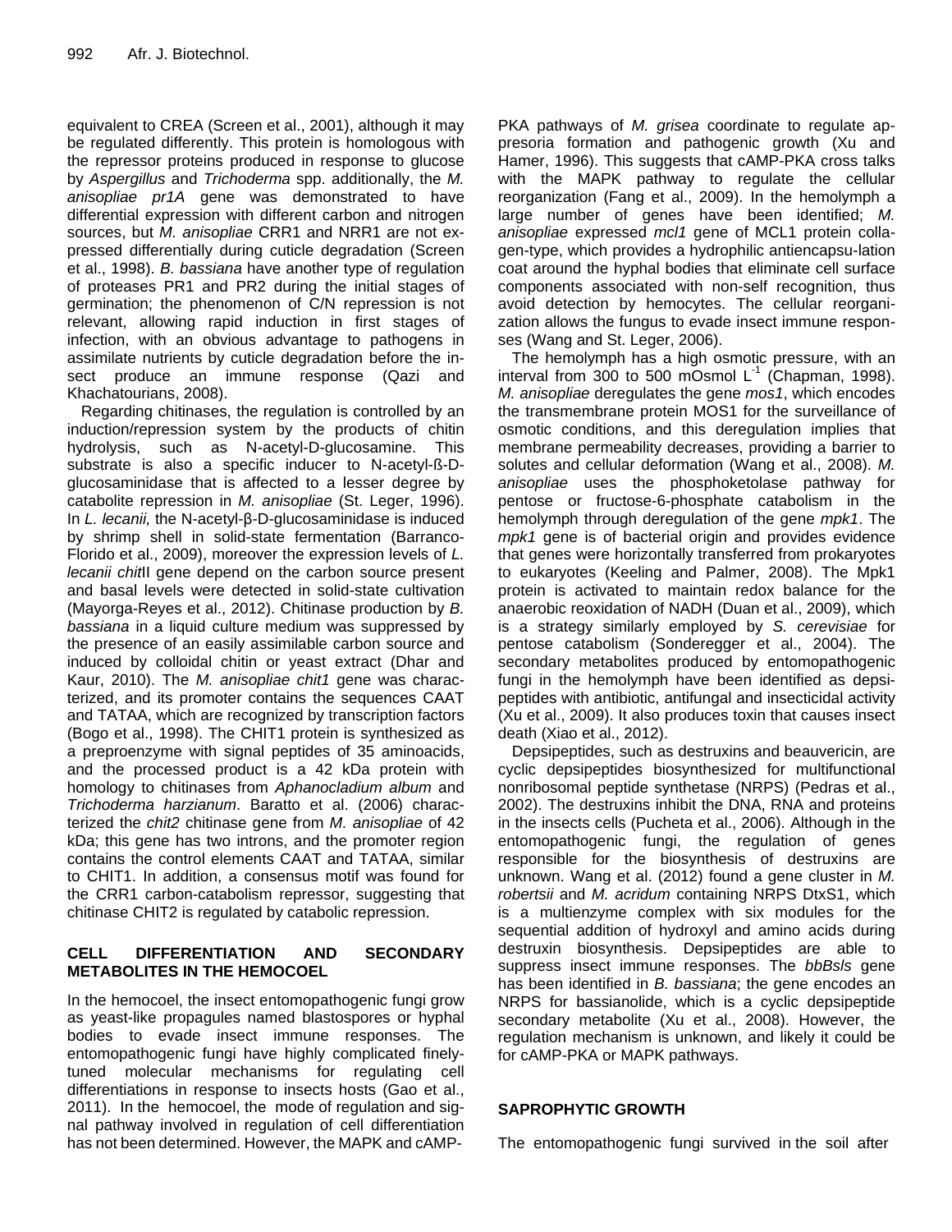equivalent to CREA (Screen et al., 2001), although it may be regulated differently. This protein is homologous with the repressor proteins produced in response to glucose by *Aspergillus* and *Trichoderma* spp. additionally, the *M. anisopliae pr1A* gene was demonstrated to have differential expression with different carbon and nitrogen sources, but *M. anisopliae* CRR1 and NRR1 are not expressed differentially during cuticle degradation (Screen et al., 1998). *B. bassiana* have another type of regulation of proteases PR1 and PR2 during the initial stages of germination; the phenomenon of C/N repression is not relevant, allowing rapid induction in first stages of infection, with an obvious advantage to pathogens in assimilate nutrients by cuticle degradation before the insect produce an immune response (Qazi and Khachatourians, 2008).

Regarding chitinases, the regulation is controlled by an induction/repression system by the products of chitin hydrolysis, such as N-acetyl-D-glucosamine. This substrate is also a specific inducer to N-acetyl-ß-D-glucosaminidase that is affected to a lesser degree by catabolite repression in *M. anisopliae* (St. Leger, 1996). In *L. lecanii,* the N-acetyl-β-D-glucosaminidase is induced by shrimp shell in solid-state fermentation (Barranco-Florido et al., 2009), moreover the expression levels of *L. lecanii chit*II gene depend on the carbon source present and basal levels were detected in solid-state cultivation (Mayorga-Reyes et al., 2012). Chitinase production by *B. bassiana* in a liquid culture medium was suppressed by the presence of an easily assimilable carbon source and induced by colloidal chitin or yeast extract (Dhar and Kaur, 2010). The *M. anisopliae chit1* gene was characterized, and its promoter contains the sequences CAAT and TATAA, which are recognized by transcription factors (Bogo et al., 1998). The CHIT1 protein is synthesized as a preproenzyme with signal peptides of 35 aminoacids, and the processed product is a 42 kDa protein with homology to chitinases from *Aphanocladium album* and *Trichoderma harzianum*. Baratto et al. (2006) characterized the *chit2* chitinase gene from *M. anisopliae* of 42 kDa; this gene has two introns, and the promoter region contains the control elements CAAT and TATAA, similar to CHIT1. In addition, a consensus motif was found for the CRR1 carbon-catabolism repressor, suggesting that chitinase CHIT2 is regulated by catabolic repression.

## CELL DIFFERENTIATION AND SECONDARY METABOLITES IN THE HEMOCOEL

In the hemocoel, the insect entomopathogenic fungi grow as yeast-like propagules named blastospores or hyphal bodies to evade insect immune responses. The entomopathogenic fungi have highly complicated finely-tuned molecular mechanisms for regulating cell differentiations in response to insects hosts (Gao et al., 2011). In the hemocoel, the mode of regulation and signal pathway involved in regulation of cell differentiation has not been determined. However, the MAPK and cAMP-PKA pathways of *M. grisea* coordinate to regulate appresoria formation and pathogenic growth (Xu and Hamer, 1996). This suggests that cAMP-PKA cross talks with the MAPK pathway to regulate the cellular reorganization (Fang et al., 2009). In the hemolymph a large number of genes have been identified; *M. anisopliae* expressed *mcl1* gene of MCL1 protein collagen-type, which provides a hydrophilic antiencapsu-lation coat around the hyphal bodies that eliminate cell surface components associated with non-self recognition, thus avoid detection by hemocytes. The cellular reorganization allows the fungus to evade insect immune responses (Wang and St. Leger, 2006).

The hemolymph has a high osmotic pressure, with an interval from 300 to 500 mOsmol $L^{-1}$ (Chapman, 1998). *M. anisopliae* deregulates the gene *mos1*, which encodes the transmembrane protein MOS1 for the surveillance of osmotic conditions, and this deregulation implies that membrane permeability decreases, providing a barrier to solutes and cellular deformation (Wang et al., 2008). *M. anisopliae* uses the phosphoketolase pathway for pentose or fructose-6-phosphate catabolism in the hemolymph through deregulation of the gene *mpk1*. The *mpk1* gene is of bacterial origin and provides evidence that genes were horizontally transferred from prokaryotes to eukaryotes (Keeling and Palmer, 2008). The Mpk1 protein is activated to maintain redox balance for the anaerobic reoxidation of NADH (Duan et al., 2009), which is a strategy similarly employed by *S. cerevisiae* for pentose catabolism (Sonderegger et al., 2004). The secondary metabolites produced by entomopathogenic fungi in the hemolymph have been identified as depsipeptides with antibiotic, antifungal and insecticidal activity (Xu et al., 2009). It also produces toxin that causes insect death (Xiao et al., 2012).

Depsipeptides, such as destruxins and beauvericin, are cyclic depsipeptides biosynthesized for multifunctional nonribosomal peptide synthetase (NRPS) (Pedras et al., 2002). The destruxins inhibit the DNA, RNA and proteins in the insects cells (Pucheta et al., 2006). Although in the entomopathogenic fungi, the regulation of genes responsible for the biosynthesis of destruxins are unknown. Wang et al. (2012) found a gene cluster in *M. robertsii* and *M. acridum* containing NRPS DtxS1, which is a multienzyme complex with six modules for the sequential addition of hydroxyl and amino acids during destruxin biosynthesis. Depsipeptides are able to suppress insect immune responses. The *bbBsls* gene has been identified in *B. bassiana*; the gene encodes an NRPS for bassianolide, which is a cyclic depsipeptide secondary metabolite (Xu et al., 2008). However, the regulation mechanism is unknown, and likely it could be for cAMP-PKA or MAPK pathways.

## SAPROPHYTIC GROWTH

The entomopathogenic fungi survived in the soil after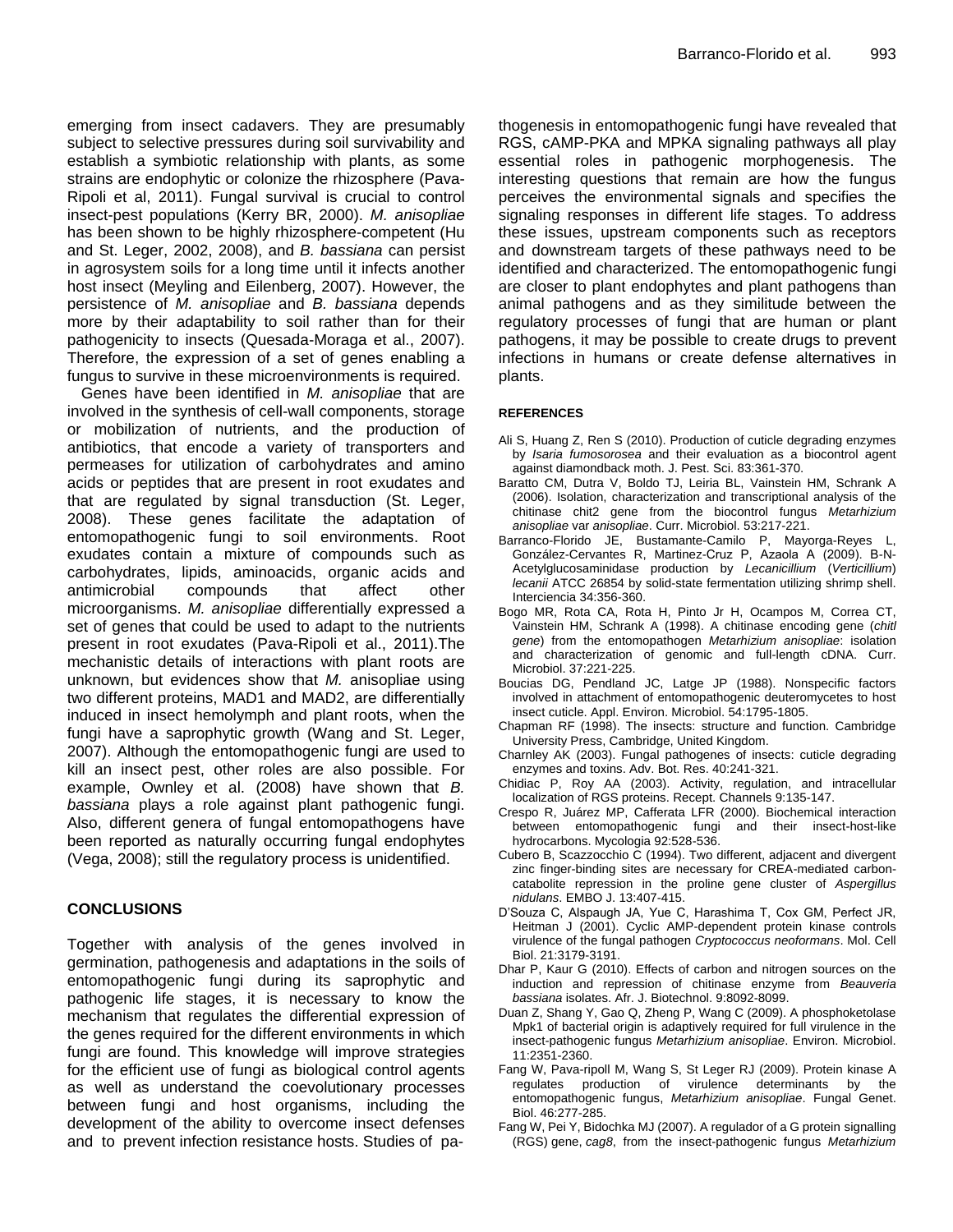emerging from insect cadavers. They are presumably subject to selective pressures during soil survivability and establish a symbiotic relationship with plants, as some strains are endophytic or colonize the rhizosphere (Pava-Ripoli et al, 2011). Fungal survival is crucial to control insect-pest populations (Kerry BR, 2000). *M. anisopliae* has been shown to be highly rhizosphere-competent (Hu and St. Leger, 2002, 2008), and *B. bassiana* can persist in agrosystem soils for a long time until it infects another host insect (Meyling and Eilenberg, 2007). However, the persistence of *M. anisopliae* and *B. bassiana* depends more by their adaptability to soil rather than for their pathogenicity to insects (Quesada-Moraga et al., 2007). Therefore, the expression of a set of genes enabling a fungus to survive in these microenvironments is required.

Genes have been identified in *M. anisopliae* that are involved in the synthesis of cell-wall components, storage or mobilization of nutrients, and the production of antibiotics, that encode a variety of transporters and permeases for utilization of carbohydrates and amino acids or peptides that are present in root exudates and that are regulated by signal transduction (St. Leger, 2008). These genes facilitate the adaptation of entomopathogenic fungi to soil environments. Root exudates contain a mixture of compounds such as carbohydrates, lipids, aminoacids, organic acids and antimicrobial compounds that affect other microorganisms. *M. anisopliae* differentially expressed a set of genes that could be used to adapt to the nutrients present in root exudates (Pava-Ripoli et al., 2011).The mechanistic details of interactions with plant roots are unknown, but evidences show that *M.* anisopliae using two different proteins, MAD1 and MAD2, are differentially induced in insect hemolymph and plant roots, when the fungi have a saprophytic growth (Wang and St. Leger, 2007). Although the entomopathogenic fungi are used to kill an insect pest, other roles are also possible. For example, Ownley et al. (2008) have shown that *B. bassiana* plays a role against plant pathogenic fungi. Also, different genera of fungal entomopathogens have been reported as naturally occurring fungal endophytes (Vega, 2008); still the regulatory process is unidentified.

## CONCLUSIONS

Together with analysis of the genes involved in germination, pathogenesis and adaptations in the soils of entomopathogenic fungi during its saprophytic and pathogenic life stages, it is necessary to know the mechanism that regulates the differential expression of the genes required for the different environments in which fungi are found. This knowledge will improve strategies for the efficient use of fungi as biological control agents as well as understand the coevolutionary processes between fungi and host organisms, including the development of the ability to overcome insect defenses and to prevent infection resistance hosts. Studies of pathogenesis in entomopathogenic fungi have revealed that RGS, cAMP-PKA and MPKA signaling pathways all play essential roles in pathogenic morphogenesis. The interesting questions that remain are how the fungus perceives the environmental signals and specifies the signaling responses in different life stages. To address these issues, upstream components such as receptors and downstream targets of these pathways need to be identified and characterized. The entomopathogenic fungi are closer to plant endophytes and plant pathogens than animal pathogens and as they similitude between the regulatory processes of fungi that are human or plant pathogens, it may be possible to create drugs to prevent infections in humans or create defense alternatives in plants.

### REFERENCES

Ali S, Huang Z, Ren S (2010). Production of cuticle degrading enzymes by *Isaria fumosorosea* and their evaluation as a biocontrol agent against diamondback moth. J. Pest. Sci. 83:361-370.

Baratto CM, Dutra V, Boldo TJ, Leiria BL, Vainstein HM, Schrank A (2006). Isolation, characterization and transcriptional analysis of the chitinase chit2 gene from the biocontrol fungus *Metarhizium anisopliae* var *anisopliae*. Curr. Microbiol. 53:217-221.

Barranco-Florido JE, Bustamante-Camilo P, Mayorga-Reyes L, González-Cervantes R, Martinez-Cruz P, Azaola A (2009). Β-N-Acetylglucosaminidase production by *Lecanicillium* (*Verticillium*) *lecanii* ATCC 26854 by solid-state fermentation utilizing shrimp shell. Interciencia 34:356-360.

Bogo MR, Rota CA, Rota H, Pinto Jr H, Ocampos M, Correa CT, Vainstein HM, Schrank A (1998). A chitinase encoding gene (*chitl gene*) from the entomopathogen *Metarhizium anisopliae*: isolation and characterization of genomic and full-length cDNA. Curr. Microbiol. 37:221-225.

Boucias DG, Pendland JC, Latge JP (1988). Nonspecific factors involved in attachment of entomopathogenic deuteromycetes to host insect cuticle. Appl. Environ. Microbiol. 54:1795-1805.

Chapman RF (1998). The insects: structure and function. Cambridge University Press, Cambridge, United Kingdom.

Charnley AK (2003). Fungal pathogenes of insects: cuticle degrading enzymes and toxins. Adv. Bot. Res. 40:241-321.

Chidiac P, Roy AA (2003). Activity, regulation, and intracellular localization of RGS proteins. Recept. Channels 9:135-147.

Crespo R, Juárez MP, Cafferata LFR (2000). Biochemical interaction between entomopathogenic fungi and their insect-host-like hydrocarbons. Mycologia 92:528-536.

Cubero B, Scazzocchio C (1994). Two different, adjacent and divergent zinc finger-binding sites are necessary for CREA-mediated carbon-catabolite repression in the proline gene cluster of *Aspergillus nidulans*. EMBO J. 13:407-415.

D'Souza C, Alspaugh JA, Yue C, Harashima T, Cox GM, Perfect JR, Heitman J (2001). Cyclic AMP-dependent protein kinase controls virulence of the fungal pathogen *Cryptococcus neoformans*. Mol. Cell Biol. 21:3179-3191.

Dhar P, Kaur G (2010). Effects of carbon and nitrogen sources on the induction and repression of chitinase enzyme from *Beauveria bassiana* isolates. Afr. J. Biotechnol. 9:8092-8099.

Duan Z, Shang Y, Gao Q, Zheng P, Wang C (2009). A phosphoketolase Mpk1 of bacterial origin is adaptively required for full virulence in the insect-pathogenic fungus *Metarhizium anisopliae*. Environ. Microbiol. 11:2351-2360.

Fang W, Pava-ripoll M, Wang S, St Leger RJ (2009). Protein kinase A regulates production of virulence determinants by the entomopathogenic fungus, *Metarhizium anisopliae*. Fungal Genet. Biol. 46:277-285.

Fang W, Pei Y, Bidochka MJ (2007). A regulador of a G protein signalling (RGS) gene, *cag8*, from the insect-pathogenic fungus *Metarhizium*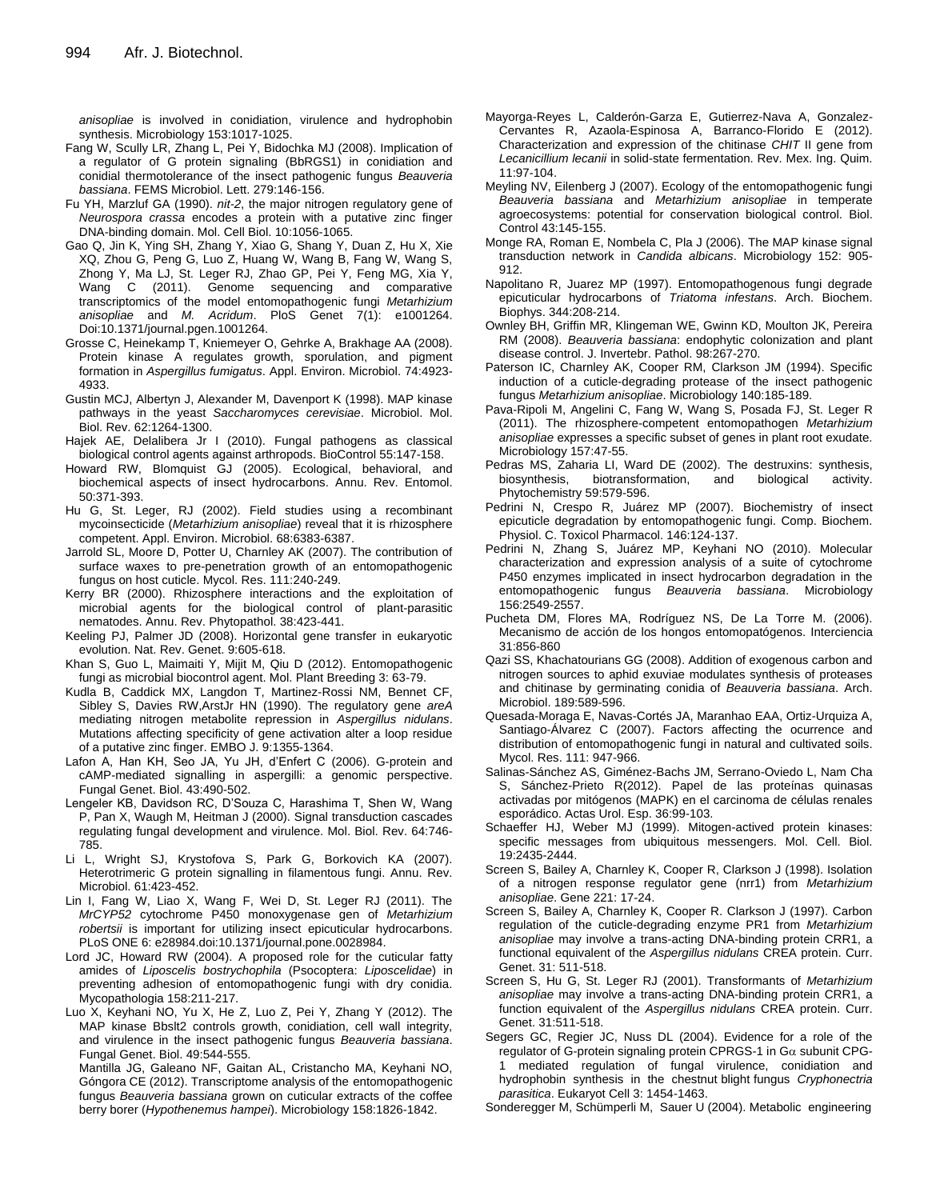*anisopliae* is involved in conidiation, virulence and hydrophobin synthesis. Microbiology 153:1017-1025.

Fang W, Scully LR, Zhang L, Pei Y, Bidochka MJ (2008). Implication of a regulator of G protein signaling (BbRGS1) in conidiation and conidial thermotolerance of the insect pathogenic fungus *Beauveria bassiana*. FEMS Microbiol. Lett. 279:146-156.

Fu YH, Marzluf GA (1990). *nit-2*, the major nitrogen regulatory gene of *Neurospora crassa* encodes a protein with a putative zinc finger DNA-binding domain. Mol. Cell Biol. 10:1056-1065.

Gao Q, Jin K, Ying SH, Zhang Y, Xiao G, Shang Y, Duan Z, Hu X, Xie XQ, Zhou G, Peng G, Luo Z, Huang W, Wang B, Fang W, Wang S, Zhong Y, Ma LJ, St. Leger RJ, Zhao GP, Pei Y, Feng MG, Xia Y, Wang C (2011). Genome sequencing and comparative transcriptomics of the model entomopathogenic fungi *Metarhizium anisopliae* and *M. Acridum*. PloS Genet 7(1): e1001264. Doi:10.1371/journal.pgen.1001264.

Grosse C, Heinekamp T, Kniemeyer O, Gehrke A, Brakhage AA (2008). Protein kinase A regulates growth, sporulation, and pigment formation in *Aspergillus fumigatus*. Appl. Environ. Microbiol. 74:4923-4933.

Gustin MCJ, Albertyn J, Alexander M, Davenport K (1998). MAP kinase pathways in the yeast *Saccharomyces cerevisiae*. Microbiol. Mol. Biol. Rev. 62:1264-1300.

Hajek AE, Delalibera Jr I (2010). Fungal pathogens as classical biological control agents against arthropods. BioControl 55:147-158.

Howard RW, Blomquist GJ (2005). Ecological, behavioral, and biochemical aspects of insect hydrocarbons. Annu. Rev. Entomol. 50:371-393.

Hu G, St. Leger, RJ (2002). Field studies using a recombinant mycoinsecticide (*Metarhizium anisopliae*) reveal that it is rhizosphere competent. Appl. Environ. Microbiol. 68:6383-6387.

Jarrold SL, Moore D, Potter U, Charnley AK (2007). The contribution of surface waxes to pre-penetration growth of an entomopathogenic fungus on host cuticle. Mycol. Res. 111:240-249.

Kerry BR (2000). Rhizosphere interactions and the exploitation of microbial agents for the biological control of plant-parasitic nematodes. Annu. Rev. Phytopathol. 38:423-441.

Keeling PJ, Palmer JD (2008). Horizontal gene transfer in eukaryotic evolution. Nat. Rev. Genet. 9:605-618.

Khan S, Guo L, Maimaiti Y, Mijit M, Qiu D (2012). Entomopathogenic fungi as microbial biocontrol agent. Mol. Plant Breeding 3: 63-79.

Kudla B, Caddick MX, Langdon T, Martinez-Rossi NM, Bennet CF, Sibley S, Davies RW,ArstJr HN (1990). The regulatory gene *areA* mediating nitrogen metabolite repression in *Aspergillus nidulans*. Mutations affecting specificity of gene activation alter a loop residue of a putative zinc finger. EMBO J. 9:1355-1364.

Lafon A, Han KH, Seo JA, Yu JH, d'Enfert C (2006). G-protein and cAMP-mediated signalling in aspergilli: a genomic perspective. Fungal Genet. Biol. 43:490-502.

Lengeler KB, Davidson RC, D'Souza C, Harashima T, Shen W, Wang P, Pan X, Waugh M, Heitman J (2000). Signal transduction cascades regulating fungal development and virulence. Mol. Biol. Rev. 64:746-785.

Li L, Wright SJ, Krystofova S, Park G, Borkovich KA (2007). Heterotrimeric G protein signalling in filamentous fungi. Annu. Rev. Microbiol. 61:423-452.

Lin I, Fang W, Liao X, Wang F, Wei D, St. Leger RJ (2011). The *MrCYP52* cytochrome P450 monoxygenase gen of *Metarhizium robertsii* is important for utilizing insect epicuticular hydrocarbons. PLoS ONE 6: e28984.doi:10.1371/journal.pone.0028984.

Lord JC, Howard RW (2004). A proposed role for the cuticular fatty amides of *Liposcelis bostrychophila* (Psocoptera: *Liposcelidae*) in preventing adhesion of entomopathogenic fungi with dry conidia. Mycopathologia 158:211-217.

Luo X, Keyhani NO, Yu X, He Z, Luo Z, Pei Y, Zhang Y (2012). The MAP kinase Bbslt2 controls growth, conidiation, cell wall integrity, and virulence in the insect pathogenic fungus *Beauveria bassiana*. Fungal Genet. Biol. 49:544-555.

Mantilla JG, Galeano NF, Gaitan AL, Cristancho MA, Keyhani NO, Góngora CE (2012). Transcriptome analysis of the entomopathogenic fungus *Beauveria bassiana* grown on cuticular extracts of the coffee berry borer (*Hypothenemus hampei*). Microbiology 158:1826-1842.

Mayorga-Reyes L, Calderón-Garza E, Gutierrez-Nava A, Gonzalez-Cervantes R, Azaola-Espinosa A, Barranco-Florido E (2012). Characterization and expression of the chitinase *CHIT* II gene from *Lecanicillium lecanii* in solid-state fermentation. Rev. Mex. Ing. Quim. 11:97-104.

Meyling NV, Eilenberg J (2007). Ecology of the entomopathogenic fungi *Beauveria bassiana* and *Metarhizium anisopliae* in temperate agroecosystems: potential for conservation biological control. Biol. Control 43:145-155.

Monge RA, Roman E, Nombela C, Pla J (2006). The MAP kinase signal transduction network in *Candida albicans*. Microbiology 152: 905-912.

Napolitano R, Juarez MP (1997). Entomopathogenous fungi degrade epicuticular hydrocarbons of *Triatoma infestans*. Arch. Biochem. Biophys. 344:208-214.

Ownley BH, Griffin MR, Klingeman WE, Gwinn KD, Moulton JK, Pereira RM (2008). *Beauveria bassiana*: endophytic colonization and plant disease control. J. Invertebr. Pathol. 98:267-270.

Paterson IC, Charnley AK, Cooper RM, Clarkson JM (1994). Specific induction of a cuticle-degrading protease of the insect pathogenic fungus *Metarhizium anisopliae*. Microbiology 140:185-189.

Pava-Ripoli M, Angelini C, Fang W, Wang S, Posada FJ, St. Leger R (2011). The rhizosphere-competent entomopathogen *Metarhizium anisopliae* expresses a specific subset of genes in plant root exudate. Microbiology 157:47-55.

Pedras MS, Zaharia LI, Ward DE (2002). The destruxins: synthesis, biosynthesis, biotransformation, and biological activity. Phytochemistry 59:579-596.

Pedrini N, Crespo R, Juárez MP (2007). Biochemistry of insect epicuticle degradation by entomopathogenic fungi. Comp. Biochem. Physiol. C. Toxicol Pharmacol. 146:124-137.

Pedrini N, Zhang S, Juárez MP, Keyhani NO (2010). Molecular characterization and expression analysis of a suite of cytochrome P450 enzymes implicated in insect hydrocarbon degradation in the entomopathogenic fungus *Beauveria bassiana*. Microbiology 156:2549-2557.

Pucheta DM, Flores MA, Rodríguez NS, De La Torre M. (2006). Mecanismo de acción de los hongos entomopatógenos. Interciencia 31:856-860

Qazi SS, Khachatourians GG (2008). Addition of exogenous carbon and nitrogen sources to aphid exuviae modulates synthesis of proteases and chitinase by germinating conidia of *Beauveria bassiana*. Arch. Microbiol. 189:589-596.

Quesada-Moraga E, Navas-Cortés JA, Maranhao EAA, Ortiz-Urquiza A, Santiago-Álvarez C (2007). Factors affecting the ocurrence and distribution of entomopathogenic fungi in natural and cultivated soils. Mycol. Res. 111: 947-966.

Salinas-Sánchez AS, Giménez-Bachs JM, Serrano-Oviedo L, Nam Cha S, Sánchez-Prieto R(2012). Papel de las proteínas quinasas activadas por mitógenos (MAPK) en el carcinoma de células renales esporádico. Actas Urol. Esp. 36:99-103.

Schaeffer HJ, Weber MJ (1999). Mitogen-actived protein kinases: specific messages from ubiquitous messengers. Mol. Cell. Biol. 19:2435-2444.

Screen S, Bailey A, Charnley K, Cooper R, Clarkson J (1998). Isolation of a nitrogen response regulator gene (nrr1) from *Metarhizium anisopliae*. Gene 221: 17-24.

Screen S, Bailey A, Charnley K, Cooper R. Clarkson J (1997). Carbon regulation of the cuticle-degrading enzyme PR1 from *Metarhizium anisopliae* may involve a trans-acting DNA-binding protein CRR1, a functional equivalent of the *Aspergillus nidulans* CREA protein. Curr. Genet. 31: 511-518.

Screen S, Hu G, St. Leger RJ (2001). Transformants of *Metarhizium anisopliae* may involve a trans-acting DNA-binding protein CRR1, a function equivalent of the *Aspergillus nidulans* CREA protein. Curr. Genet. 31:511-518.

Segers GC, Regier JC, Nuss DL (2004). Evidence for a role of the regulator of G-protein signaling protein CPRGS-1 in G$\alpha$ subunit CPG-1 mediated regulation of fungal virulence, conidiation and hydrophobin synthesis in the chestnut blight fungus *Cryphonectria parasitica*. Eukaryot Cell 3: 1454-1463.

Sonderegger M, Schümperli M, Sauer U (2004). Metabolic engineering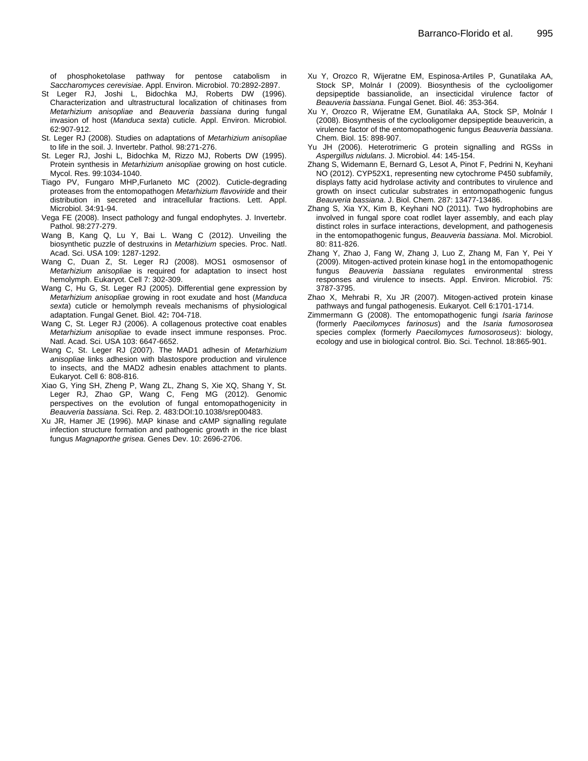of phosphoketolase pathway for pentose catabolism in *Saccharomyces cerevisiae*. Appl. Environ. Microbiol. 70:2892-2897.

St Leger RJ, Joshi L, Bidochka MJ, Roberts DW (1996). Characterization and ultrastructural localization of chitinases from *Metarhizium anisopliae* and *Beauveria bassiana* during fungal invasion of host (*Manduca sexta*) cuticle. Appl. Environ. Microbiol. 62:907-912.

St. Leger RJ (2008). Studies on adaptations of *Metarhizium anisopliae* to life in the soil. J. Invertebr. Pathol. 98:271-276.

St. Leger RJ, Joshi L, Bidochka M, Rizzo MJ, Roberts DW (1995). Protein synthesis in *Metarhizium anisopliae* growing on host cuticle. Mycol. Res. 99:1034-1040.

Tiago PV, Fungaro MHP,Furlaneto MC (2002). Cuticle-degrading proteases from the entomopathogen *Metarhizium flavoviride* and their distribution in secreted and intracellular fractions. Lett. Appl. Microbiol. 34:91-94.

Vega FE (2008). Insect pathology and fungal endophytes. J. Invertebr. Pathol. 98:277-279.

Wang B, Kang Q, Lu Y, Bai L. Wang C (2012). Unveiling the biosynthetic puzzle of destruxins in *Metarhizium* species. Proc. Natl. Acad. Sci. USA 109: 1287-1292.

Wang C, Duan Z, St. Leger RJ (2008). MOS1 osmosensor of *Metarhizium anisopliae* is required for adaptation to insect host hemolymph. Eukaryot. Cell 7: 302-309.

Wang C, Hu G, St. Leger RJ (2005). Differential gene expression by *Metarhizium anisopliae* growing in root exudate and host (*Manduca sexta*) cuticle or hemolymph reveals mechanisms of physiological adaptation. Fungal Genet. Biol. 42**:** 704-718.

Wang C, St. Leger RJ (2006). A collagenous protective coat enables *Metarhizium anisopliae* to evade insect immune responses. Proc. Natl. Acad. Sci. USA 103: 6647-6652.

Wang C, St. Leger RJ (2007). The MAD1 adhesin of *Metarhizium anisopliae* links adhesion with blastospore production and virulence to insects, and the MAD2 adhesin enables attachment to plants. Eukaryot. Cell 6: 808-816.

Xiao G, Ying SH, Zheng P, Wang ZL, Zhang S, Xie XQ, Shang Y, St. Leger RJ, Zhao GP, Wang C, Feng MG (2012). Genomic perspectives on the evolution of fungal entomopathogenicity in *Beauveria bassiana*. Sci. Rep. 2. 483:DOI:10.1038/srep00483.

Xu JR, Hamer JE (1996). MAP kinase and cAMP signalling regulate infection structure formation and pathogenic growth in the rice blast fungus *Magnaporthe grisea*. Genes Dev. 10: 2696-2706.

Xu Y, Orozco R, Wijeratne EM, Espinosa-Artiles P, Gunatilaka AA, Stock SP, Molnár I (2009). Biosynthesis of the cyclooligomer depsipeptide bassianolide, an insecticidal virulence factor of *Beauveria bassiana*. Fungal Genet. Biol. 46: 353-364.

Xu Y, Orozco R, Wijeratne EM, Gunatilaka AA, Stock SP, Molnár I (2008). Biosynthesis of the cyclooligomer depsipeptide beauvericin, a virulence factor of the entomopathogenic fungus *Beauveria bassiana*. Chem. Biol. 15: 898-907.

Yu JH (2006). Heterotrimeric G protein signalling and RGSs in *Aspergillus nidulans*. J. Microbiol. 44: 145-154.

Zhang S, Widemann E, Bernard G, Lesot A, Pinot F, Pedrini N, Keyhani NO (2012). CYP52X1, representing new cytochrome P450 subfamily, displays fatty acid hydrolase activity and contributes to virulence and growth on insect cuticular substrates in entomopathogenic fungus *Beauveria bassiana*. J. Biol. Chem. 287: 13477-13486.

Zhang S, Xia YX, Kim B, Keyhani NO (2011). Two hydrophobins are involved in fungal spore coat rodlet layer assembly, and each play distinct roles in surface interactions, development, and pathogenesis in the entomopathogenic fungus, *Beauveria bassiana*. Mol. Microbiol. 80: 811-826.

Zhang Y, Zhao J, Fang W, Zhang J, Luo Z, Zhang M, Fan Y, Pei Y (2009). Mitogen-actived protein kinase hog1 in the entomopathogenic fungus *Beauveria bassiana* regulates environmental stress responses and virulence to insects. Appl. Environ. Microbiol. 75: 3787-3795.

Zhao X, Mehrabi R, Xu JR (2007). Mitogen-actived protein kinase pathways and fungal pathogenesis. Eukaryot. Cell 6:1701-1714.

Zimmermann G (2008). The entomopathogenic fungi *Isaria farinose* (formerly *Paecilomyces farinosus*) and the *Isaria fumosorosea* species complex (formerly *Paecilomyces fumosoroseus*): biology, ecology and use in biological control. Bio. Sci. Technol. 18:865-901.